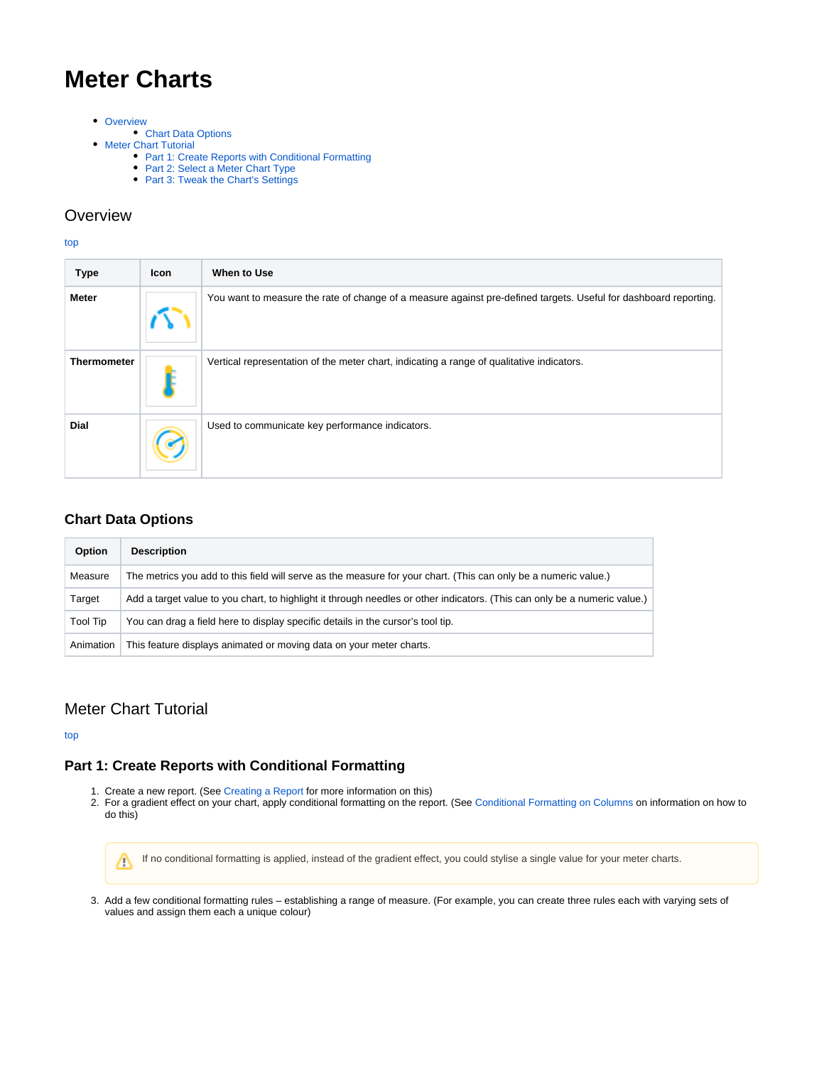# Meter Charts

- Overview
  - Chart Data Options
- Meter Chart Tutorial
  - Part 1: Create Reports with Conditional Formatting
  - Part 2: Select a Meter Chart Type
  - Part 3: Tweak the Chart's Settings

## Overview

top

| Type | Icon | When to Use |
|---|---|---|
| **Meter** | | You want to measure the rate of change of a measure against pre-defined targets. Useful for dashboard reporting. |
| **Thermometer** | | Vertical representation of the meter chart, indicating a range of qualitative indicators. |
| **Dial** | | Used to communicate key performance indicators. |

### Chart Data Options

| Option | Description |
|---|---|
| Measure | The metrics you add to this field will serve as the measure for your chart. (This can only be a numeric value.) |
| Target | Add a target value to you chart, to highlight it through needles or other indicators. (This can only be a numeric value.) |
| Tool Tip | You can drag a field here to display specific details in the cursor's tool tip. |
| Animation | This feature displays animated or moving data on your meter charts. |

## Meter Chart Tutorial

top

### Part 1: Create Reports with Conditional Formatting

1. Create a new report. (See Creating a Report for more information on this)
2. For a gradient effect on your chart, apply conditional formatting on the report. (See Conditional Formatting on Columns on information on how to do this)

   > If no conditional formatting is applied, instead of the gradient effect, you could stylise a single value for your meter charts.

3. Add a few conditional formatting rules – establishing a range of measure. (For example, you can create three rules each with varying sets of values and assign them each a unique colour)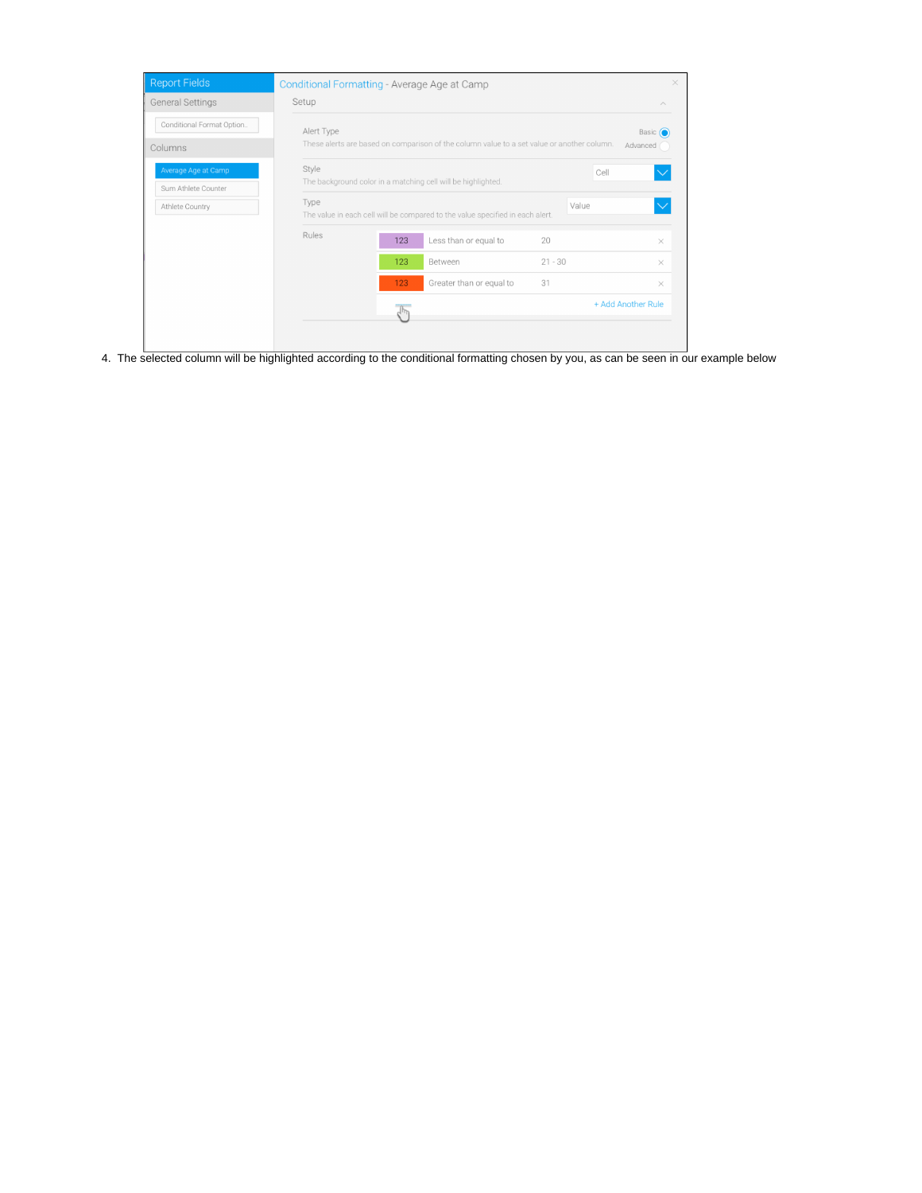4. The selected column will be highlighted according to the conditional formatting chosen by you, as can be seen in our example below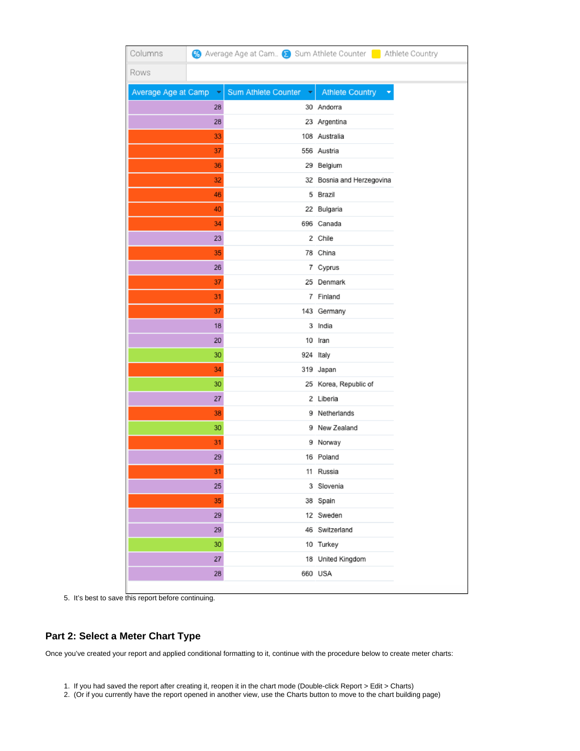| Average Age at Camp | Sum Athlete Counter | Athlete Country |
|---|---|---|
| 28 | 30 | Andorra |
| 28 | 23 | Argentina |
| 33 | 108 | Australia |
| 37 | 556 | Austria |
| 36 | 29 | Belgium |
| 32 | 32 | Bosnia and Herzegovina |
| 46 | 5 | Brazil |
| 40 | 22 | Bulgaria |
| 34 | 696 | Canada |
| 23 | 2 | Chile |
| 35 | 78 | China |
| 26 | 7 | Cyprus |
| 37 | 25 | Denmark |
| 31 | 7 | Finland |
| 37 | 143 | Germany |
| 18 | 3 | India |
| 20 | 10 | Iran |
| 30 | 924 | Italy |
| 34 | 319 | Japan |
| 30 | 25 | Korea, Republic of |
| 27 | 2 | Liberia |
| 38 | 9 | Netherlands |
| 30 | 9 | New Zealand |
| 31 | 9 | Norway |
| 29 | 16 | Poland |
| 31 | 11 | Russia |
| 25 | 3 | Slovenia |
| 35 | 38 | Spain |
| 29 | 12 | Sweden |
| 29 | 46 | Switzerland |
| 30 | 10 | Turkey |
| 27 | 18 | United Kingdom |
| 28 | 660 | USA |

5. It's best to save this report before continuing.

## Part 2: Select a Meter Chart Type

Once you've created your report and applied conditional formatting to it, continue with the procedure below to create meter charts:

1. If you had saved the report after creating it, reopen it in the chart mode (Double-click Report > Edit > Charts)
2. (Or if you currently have the report opened in another view, use the Charts button to move to the chart building page)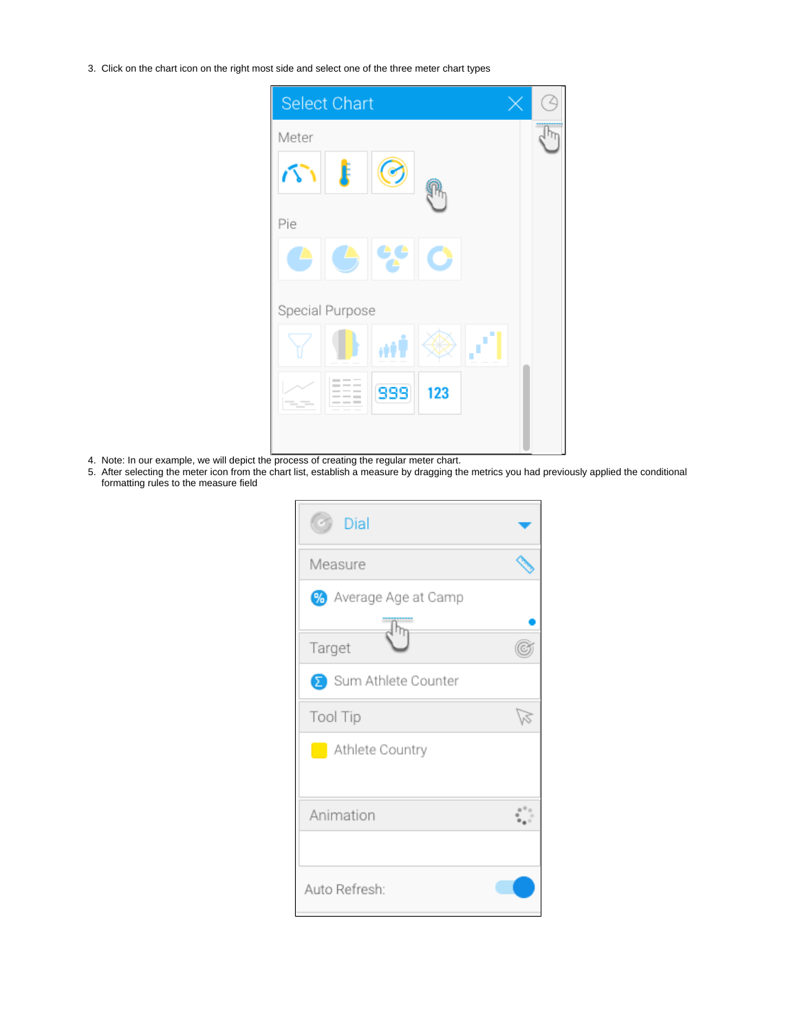3. Click on the chart icon on the right most side and select one of the three meter chart types

4. Note: In our example, we will depict the process of creating the regular meter chart.
5. After selecting the meter icon from the chart list, establish a measure by dragging the metrics you had previously applied the conditional formatting rules to the measure field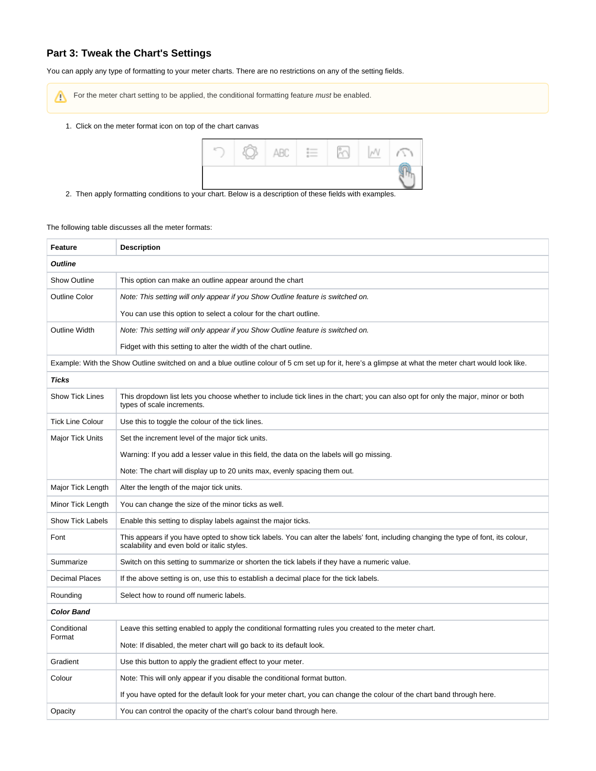## Part 3: Tweak the Chart's Settings

You can apply any type of formatting to your meter charts. There are no restrictions on any of the setting fields.

> ⚠ For the meter chart setting to be applied, the conditional formatting feature *must* be enabled.

1. Click on the meter format icon on top of the chart canvas
2. Then apply formatting conditions to your chart. Below is a description of these fields with examples.

The following table discusses all the meter formats:

| Feature | Description |
|---|---|
| ***Outline*** | |
| Show Outline | This option can make an outline appear around the chart |
| Outline Color | *Note: This setting will only appear if you Show Outline feature is switched on.*<br><br>You can use this option to select a colour for the chart outline. |
| Outline Width | *Note: This setting will only appear if you Show Outline feature is switched on.*<br><br>Fidget with this setting to alter the width of the chart outline. |
| Example: With the Show Outline switched on and a blue outline colour of 5 cm set up for it, here's a glimpse at what the meter chart would look like. | |
| ***Ticks*** | |
| Show Tick Lines | This dropdown list lets you choose whether to include tick lines in the chart; you can also opt for only the major, minor or both types of scale increments. |
| Tick Line Colour | Use this to toggle the colour of the tick lines. |
| Major Tick Units | Set the increment level of the major tick units.<br><br>Warning: If you add a lesser value in this field, the data on the labels will go missing.<br><br>Note: The chart will display up to 20 units max, evenly spacing them out. |
| Major Tick Length | Alter the length of the major tick units. |
| Minor Tick Length | You can change the size of the minor ticks as well. |
| Show Tick Labels | Enable this setting to display labels against the major ticks. |
| Font | This appears if you have opted to show tick labels. You can alter the labels' font, including changing the type of font, its colour, scalability and even bold or italic styles. |
| Summarize | Switch on this setting to summarize or shorten the tick labels if they have a numeric value. |
| Decimal Places | If the above setting is on, use this to establish a decimal place for the tick labels. |
| Rounding | Select how to round off numeric labels. |
| ***Color Band*** | |
| Conditional Format | Leave this setting enabled to apply the conditional formatting rules you created to the meter chart.<br><br>Note: If disabled, the meter chart will go back to its default look. |
| Gradient | Use this button to apply the gradient effect to your meter. |
| Colour | Note: This will only appear if you disable the conditional format button.<br><br>If you have opted for the default look for your meter chart, you can change the colour of the chart band through here. |
| Opacity | You can control the opacity of the chart's colour band through here. |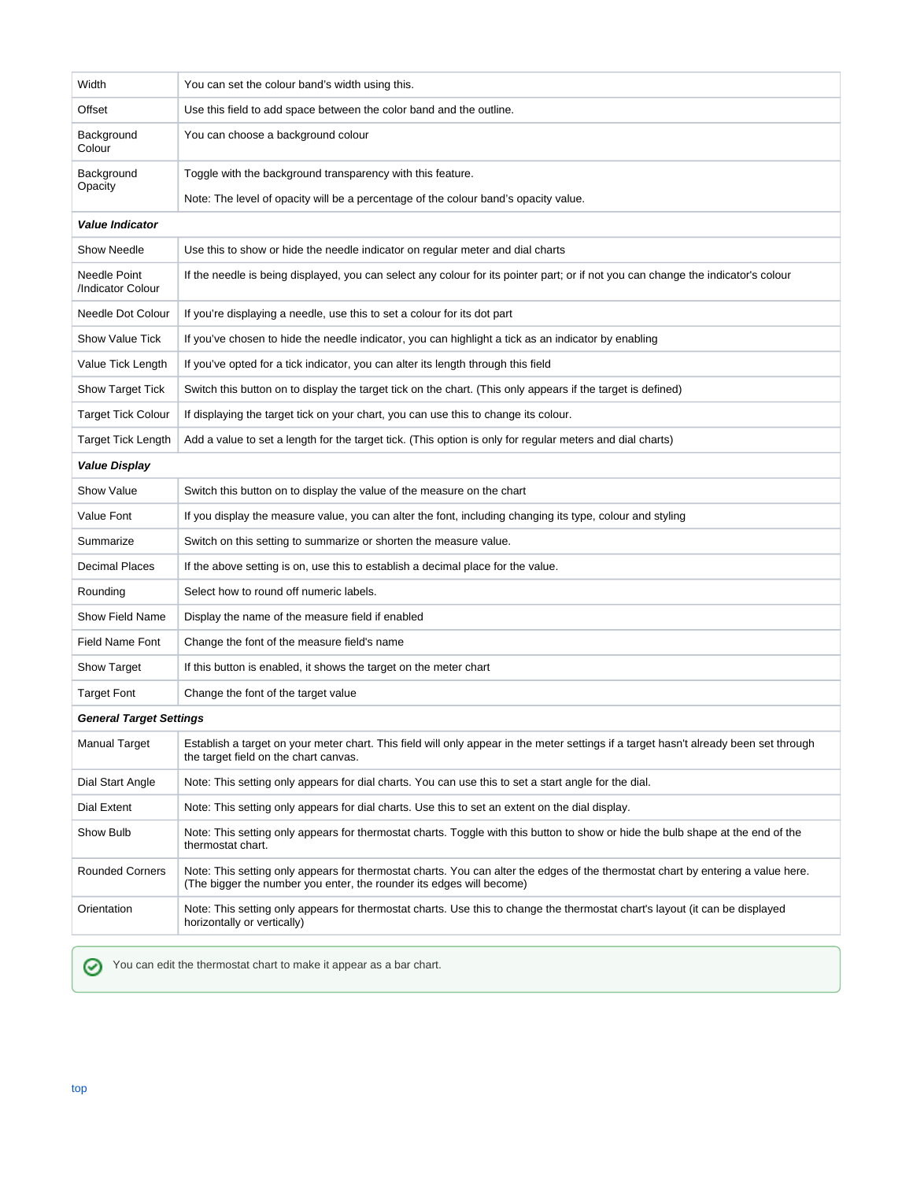| | |
|---|---|
| Width | You can set the colour band's width using this. |
| Offset | Use this field to add space between the color band and the outline. |
| Background Colour | You can choose a background colour |
| Background Opacity | Toggle with the background transparency with this feature.<br><br>Note: The level of opacity will be a percentage of the colour band's opacity value. |
| ***Value Indicator*** | |
| Show Needle | Use this to show or hide the needle indicator on regular meter and dial charts |
| Needle Point /Indicator Colour | If the needle is being displayed, you can select any colour for its pointer part; or if not you can change the indicator's colour |
| Needle Dot Colour | If you're displaying a needle, use this to set a colour for its dot part |
| Show Value Tick | If you've chosen to hide the needle indicator, you can highlight a tick as an indicator by enabling |
| Value Tick Length | If you've opted for a tick indicator, you can alter its length through this field |
| Show Target Tick | Switch this button on to display the target tick on the chart. (This only appears if the target is defined) |
| Target Tick Colour | If displaying the target tick on your chart, you can use this to change its colour. |
| Target Tick Length | Add a value to set a length for the target tick. (This option is only for regular meters and dial charts) |
| ***Value Display*** | |
| Show Value | Switch this button on to display the value of the measure on the chart |
| Value Font | If you display the measure value, you can alter the font, including changing its type, colour and styling |
| Summarize | Switch on this setting to summarize or shorten the measure value. |
| Decimal Places | If the above setting is on, use this to establish a decimal place for the value. |
| Rounding | Select how to round off numeric labels. |
| Show Field Name | Display the name of the measure field if enabled |
| Field Name Font | Change the font of the measure field's name |
| Show Target | If this button is enabled, it shows the target on the meter chart |
| Target Font | Change the font of the target value |
| ***General Target Settings*** | |
| Manual Target | Establish a target on your meter chart. This field will only appear in the meter settings if a target hasn't already been set through the target field on the chart canvas. |
| Dial Start Angle | Note: This setting only appears for dial charts. You can use this to set a start angle for the dial. |
| Dial Extent | Note: This setting only appears for dial charts. Use this to set an extent on the dial display. |
| Show Bulb | Note: This setting only appears for thermostat charts. Toggle with this button to show or hide the bulb shape at the end of the thermostat chart. |
| Rounded Corners | Note: This setting only appears for thermostat charts. You can alter the edges of the thermostat chart by entering a value here. (The bigger the number you enter, the rounder its edges will become) |
| Orientation | Note: This setting only appears for thermostat charts. Use this to change the thermostat chart's layout (it can be displayed horizontally or vertically) |

You can edit the thermostat chart to make it appear as a bar chart.

top